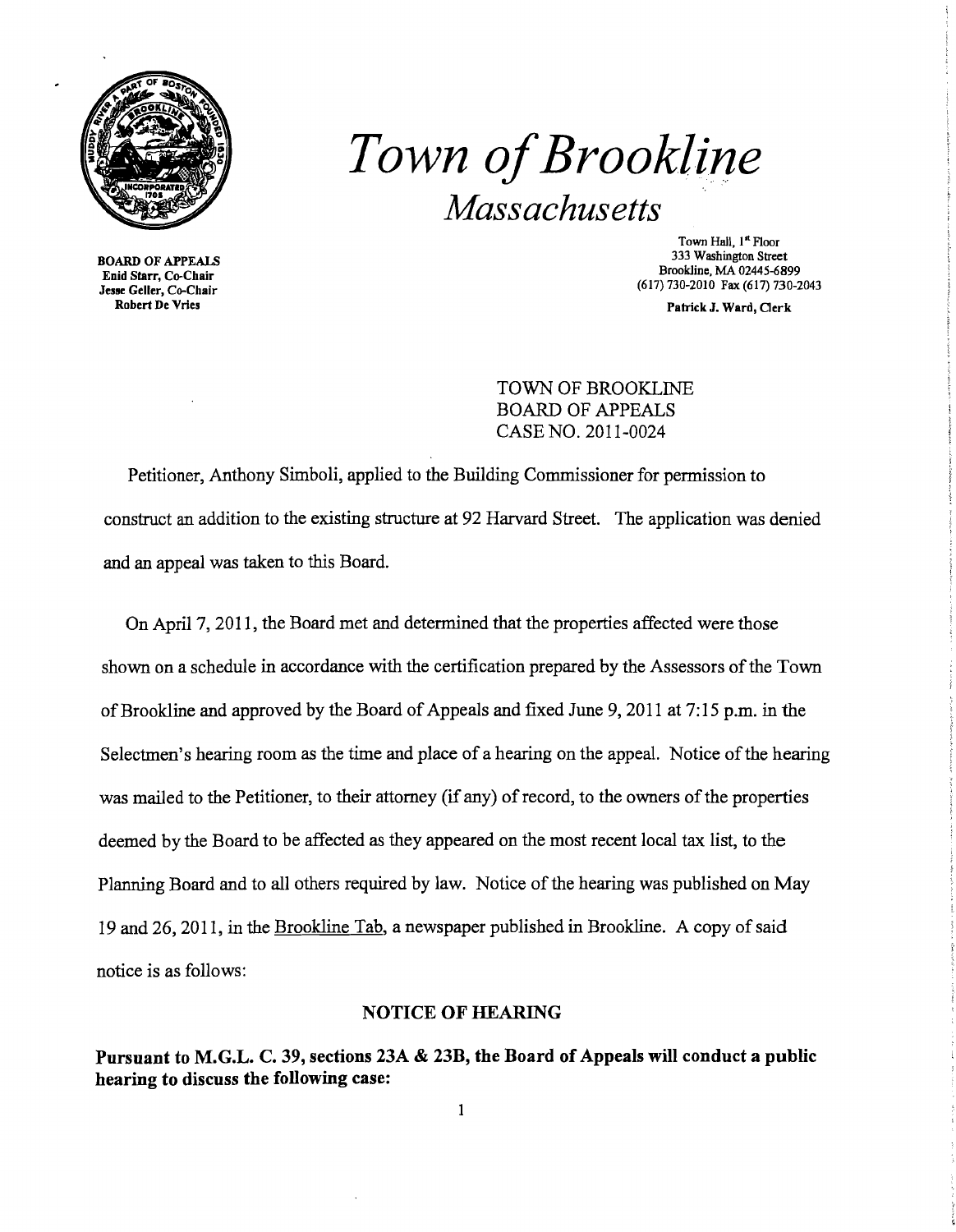# *Town of Brookline*

## *Massachusetts*

BOARD OF APPEALS
Enid Starr, Co-Chair
Jesse Geller, Co-Chair
Robert De Vries

Town Hall, 1st Floor
333 Washington Street
Brookline, MA 02445-6899
(617) 730-2010 Fax (617) 730-2043

Patrick J. Ward, Clerk

TOWN OF BROOKLINE
BOARD OF APPEALS
CASE NO. 2011-0024

Petitioner, Anthony Simboli, applied to the Building Commissioner for permission to construct an addition to the existing structure at 92 Harvard Street. The application was denied and an appeal was taken to this Board.

On April 7, 2011, the Board met and determined that the properties affected were those shown on a schedule in accordance with the certification prepared by the Assessors of the Town of Brookline and approved by the Board of Appeals and fixed June 9, 2011 at 7:15 p.m. in the Selectmen's hearing room as the time and place of a hearing on the appeal. Notice of the hearing was mailed to the Petitioner, to their attorney (if any) of record, to the owners of the properties deemed by the Board to be affected as they appeared on the most recent local tax list, to the Planning Board and to all others required by law. Notice of the hearing was published on May 19 and 26, 2011, in the Brookline Tab, a newspaper published in Brookline. A copy of said notice is as follows:

**NOTICE OF HEARING**

**Pursuant to M.G.L. C. 39, sections 23A & 23B, the Board of Appeals will conduct a public hearing to discuss the following case:**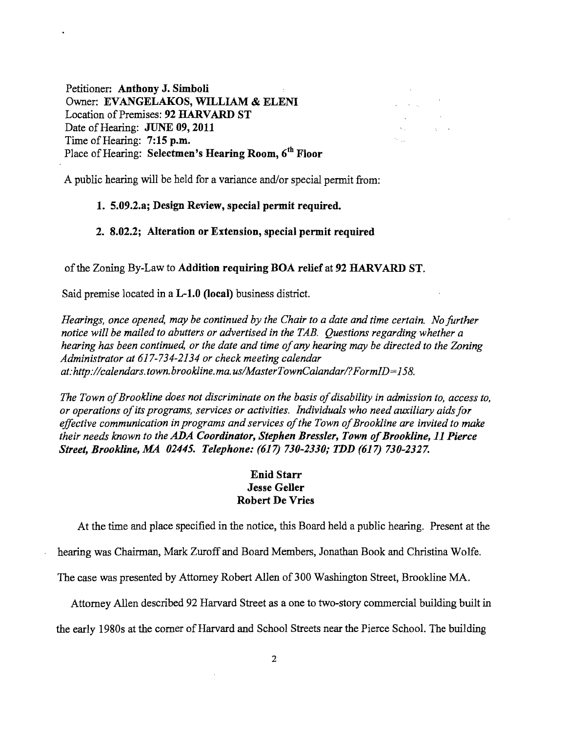Petitioner: **Anthony J. Simboli**
Owner: **EVANGELAKOS, WILLIAM & ELENI**
Location of Premises: **92 HARVARD ST**
Date of Hearing: **JUNE 09, 2011**
Time of Hearing: **7:15 p.m.**
Place of Hearing: **Selectmen's Hearing Room, 6th Floor**

A public hearing will be held for a variance and/or special permit from:

1. **5.09.2.a; Design Review, special permit required.**
2. **8.02.2; Alteration or Extension, special permit required**

of the Zoning By-Law to **Addition requiring BOA relief** at **92 HARVARD ST.**

Said premise located in a **L-1.0 (local)** business district.

*Hearings, once opened, may be continued by the Chair to a date and time certain. No further notice will be mailed to abutters or advertised in the TAB. Questions regarding whether a hearing has been continued, or the date and time of any hearing may be directed to the Zoning Administrator at 617-734-2134 or check meeting calendar at: http://calendars.town.brookline.ma.us/MasterTownCalandar/?FormID=158.*

*The Town of Brookline does not discriminate on the basis of disability in admission to, access to, or operations of its programs, services or activities. Individuals who need auxiliary aids for effective communication in programs and services of the Town of Brookline are invited to make their needs known to the* ***ADA Coordinator, Stephen Bressler, Town of Brookline, 11 Pierce Street, Brookline, MA 02445. Telephone: (617) 730-2330; TDD (617) 730-2327.***

**Enid Starr**
**Jesse Geller**
**Robert De Vries**

At the time and place specified in the notice, this Board held a public hearing. Present at the hearing was Chairman, Mark Zuroff and Board Members, Jonathan Book and Christina Wolfe. The case was presented by Attorney Robert Allen of 300 Washington Street, Brookline MA.

Attorney Allen described 92 Harvard Street as a one to two-story commercial building built in the early 1980s at the corner of Harvard and School Streets near the Pierce School. The building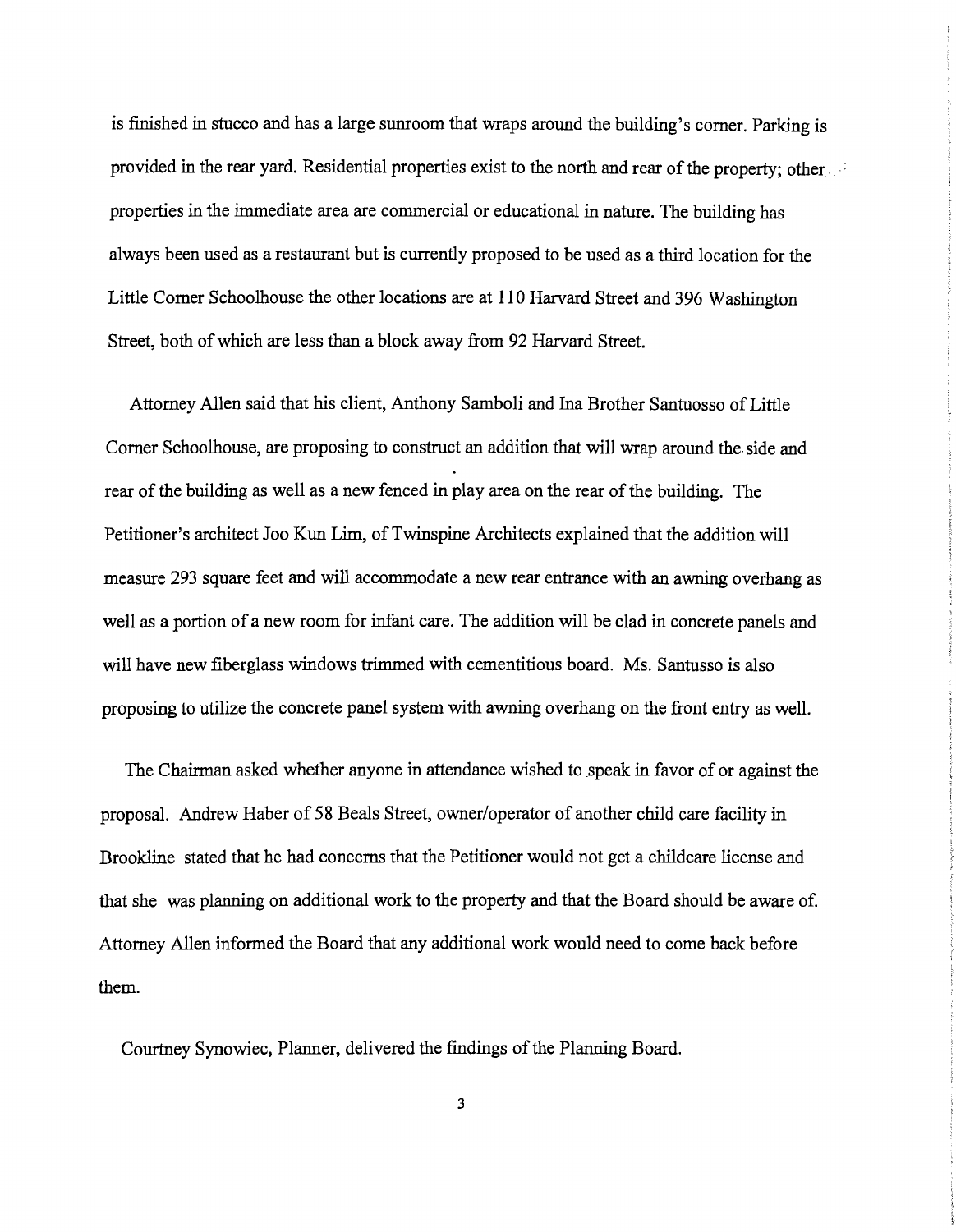is finished in stucco and has a large sunroom that wraps around the building's corner. Parking is provided in the rear yard. Residential properties exist to the north and rear of the property; other properties in the immediate area are commercial or educational in nature. The building has always been used as a restaurant but is currently proposed to be used as a third location for the Little Corner Schoolhouse the other locations are at 110 Harvard Street and 396 Washington Street, both of which are less than a block away from 92 Harvard Street.

Attorney Allen said that his client, Anthony Samboli and Ina Brother Santuosso of Little Corner Schoolhouse, are proposing to construct an addition that will wrap around the side and rear of the building as well as a new fenced in play area on the rear of the building. The Petitioner's architect Joo Kun Lim, of Twinspine Architects explained that the addition will measure 293 square feet and will accommodate a new rear entrance with an awning overhang as well as a portion of a new room for infant care. The addition will be clad in concrete panels and will have new fiberglass windows trimmed with cementitious board. Ms. Santusso is also proposing to utilize the concrete panel system with awning overhang on the front entry as well.

The Chairman asked whether anyone in attendance wished to speak in favor of or against the proposal. Andrew Haber of 58 Beals Street, owner/operator of another child care facility in Brookline stated that he had concerns that the Petitioner would not get a childcare license and that she was planning on additional work to the property and that the Board should be aware of. Attorney Allen informed the Board that any additional work would need to come back before them.

Courtney Synowiec, Planner, delivered the findings of the Planning Board.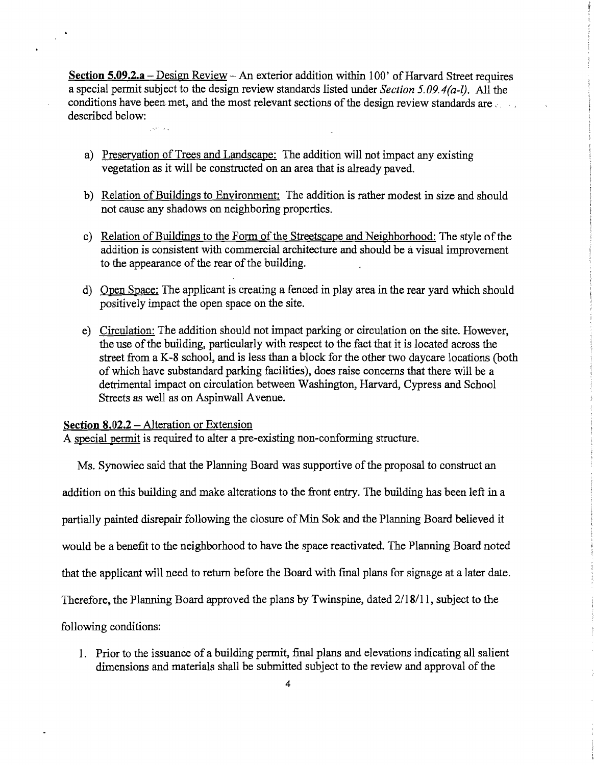**Section 5.09.2.a** – Design Review – An exterior addition within 100' of Harvard Street requires a special permit subject to the design review standards listed under *Section 5.09.4(a-l)*. All the conditions have been met, and the most relevant sections of the design review standards are described below:

a) Preservation of Trees and Landscape: The addition will not impact any existing vegetation as it will be constructed on an area that is already paved.

b) Relation of Buildings to Environment: The addition is rather modest in size and should not cause any shadows on neighboring properties.

c) Relation of Buildings to the Form of the Streetscape and Neighborhood: The style of the addition is consistent with commercial architecture and should be a visual improvement to the appearance of the rear of the building.

d) Open Space: The applicant is creating a fenced in play area in the rear yard which should positively impact the open space on the site.

e) Circulation: The addition should not impact parking or circulation on the site. However, the use of the building, particularly with respect to the fact that it is located across the street from a K-8 school, and is less than a block for the other two daycare locations (both of which have substandard parking facilities), does raise concerns that there will be a detrimental impact on circulation between Washington, Harvard, Cypress and School Streets as well as on Aspinwall Avenue.

**Section 8.02.2** – Alteration or Extension

A special permit is required to alter a pre-existing non-conforming structure.

Ms. Synowiec said that the Planning Board was supportive of the proposal to construct an addition on this building and make alterations to the front entry. The building has been left in a partially painted disrepair following the closure of Min Sok and the Planning Board believed it would be a benefit to the neighborhood to have the space reactivated. The Planning Board noted that the applicant will need to return before the Board with final plans for signage at a later date. Therefore, the Planning Board approved the plans by Twinspine, dated 2/18/11, subject to the following conditions:

1. Prior to the issuance of a building permit, final plans and elevations indicating all salient dimensions and materials shall be submitted subject to the review and approval of the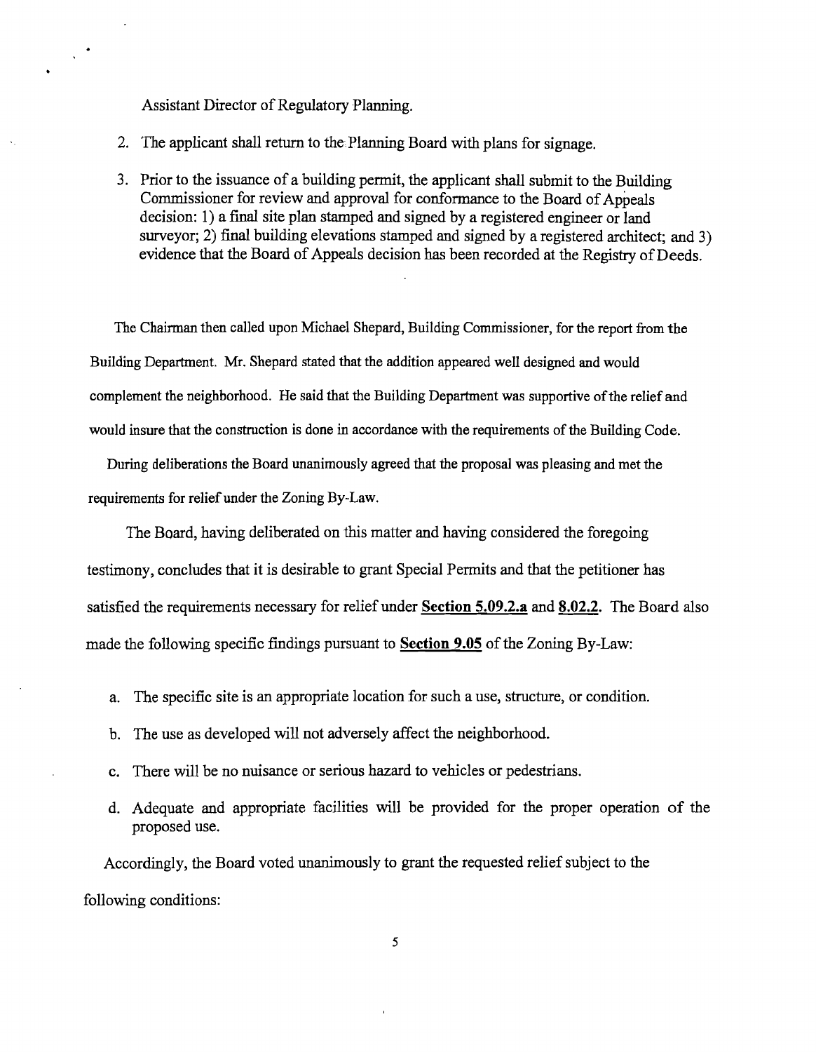Assistant Director of Regulatory Planning.

2. The applicant shall return to the Planning Board with plans for signage.

3. Prior to the issuance of a building permit, the applicant shall submit to the Building Commissioner for review and approval for conformance to the Board of Appeals decision: 1) a final site plan stamped and signed by a registered engineer or land surveyor; 2) final building elevations stamped and signed by a registered architect; and 3) evidence that the Board of Appeals decision has been recorded at the Registry of Deeds.

The Chairman then called upon Michael Shepard, Building Commissioner, for the report from the Building Department. Mr. Shepard stated that the addition appeared well designed and would complement the neighborhood. He said that the Building Department was supportive of the relief and would insure that the construction is done in accordance with the requirements of the Building Code.

During deliberations the Board unanimously agreed that the proposal was pleasing and met the requirements for relief under the Zoning By-Law.

The Board, having deliberated on this matter and having considered the foregoing testimony, concludes that it is desirable to grant Special Permits and that the petitioner has satisfied the requirements necessary for relief under **Section 5.09.2.a** and **8.02.2.** The Board also made the following specific findings pursuant to **Section 9.05** of the Zoning By-Law:

a. The specific site is an appropriate location for such a use, structure, or condition.

b. The use as developed will not adversely affect the neighborhood.

c. There will be no nuisance or serious hazard to vehicles or pedestrians.

d. Adequate and appropriate facilities will be provided for the proper operation of the proposed use.

Accordingly, the Board voted unanimously to grant the requested relief subject to the following conditions: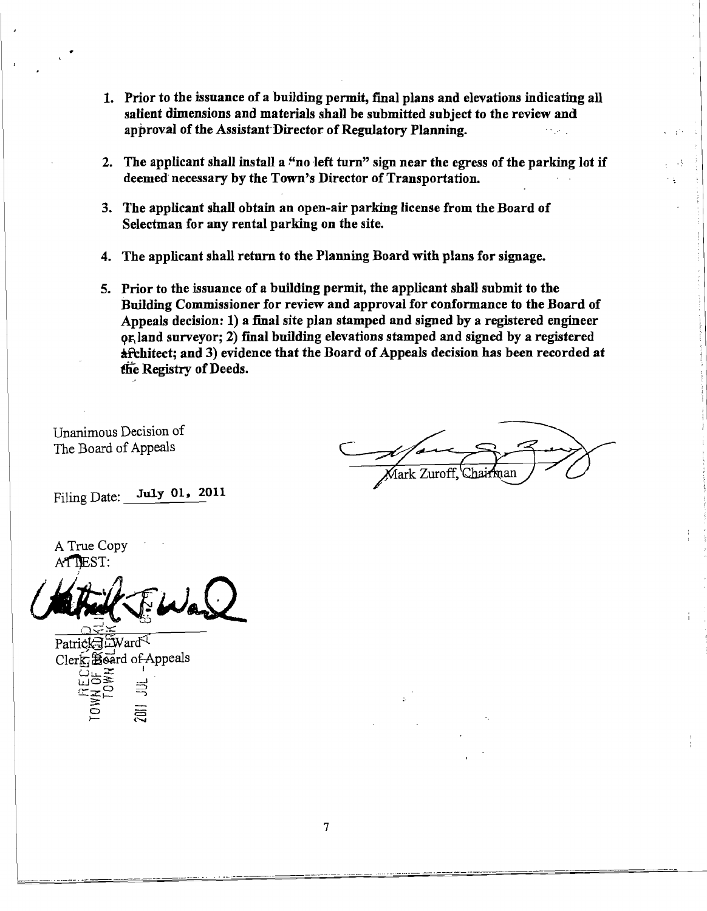1. **Prior to the issuance of a building permit, final plans and elevations indicating all salient dimensions and materials shall be submitted subject to the review and approval of the Assistant Director of Regulatory Planning.**

2. **The applicant shall install a "no left turn" sign near the egress of the parking lot if deemed necessary by the Town's Director of Transportation.**

3. **The applicant shall obtain an open-air parking license from the Board of Selectman for any rental parking on the site.**

4. **The applicant shall return to the Planning Board with plans for signage.**

5. **Prior to the issuance of a building permit, the applicant shall submit to the Building Commissioner for review and approval for conformance to the Board of Appeals decision: 1) a final site plan stamped and signed by a registered engineer or land surveyor; 2) final building elevations stamped and signed by a registered architect; and 3) evidence that the Board of Appeals decision has been recorded at the Registry of Deeds.**

Unanimous Decision of
The Board of Appeals

Mark Zuroff, Chairman

Filing Date: July 01, 2011

A True Copy
ATTEST:

Patrick J. Ward
Clerk, Board of Appeals

RECEIVED
TOWN OF BROOKLINE
TOWN CLERK
2011 JUL -1